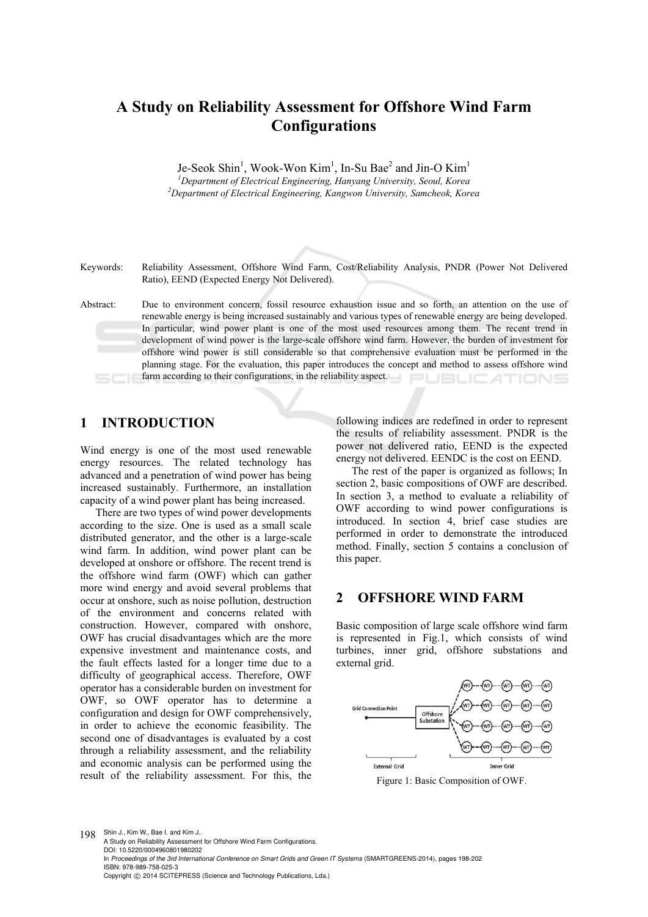# A Study on Reliability Assessment for Offshore Wind Farm Configurations

Je-Seok Shin[1], Wook-Won Kim[1], In-Su Bae[2] and Jin-O Kim[1]

[1]*Department of Electrical Engineering, Hanyang University, Seoul, Korea*
[2]*Department of Electrical Engineering, Kangwon University, Samcheok, Korea*

Keywords: Reliability Assessment, Offshore Wind Farm, Cost/Reliability Analysis, PNDR (Power Not Delivered Ratio), EEND (Expected Energy Not Delivered).

Abstract: Due to environment concern, fossil resource exhaustion issue and so forth, an attention on the use of renewable energy is being increased sustainably and various types of renewable energy are being developed. In particular, wind power plant is one of the most used resources among them. The recent trend in development of wind power is the large-scale offshore wind farm. However, the burden of investment for offshore wind power is still considerable so that comprehensive evaluation must be performed in the planning stage. For the evaluation, this paper introduces the concept and method to assess offshore wind farm according to their configurations, in the reliability aspect.

## 1 INTRODUCTION

Wind energy is one of the most used renewable energy resources. The related technology has advanced and a penetration of wind power has being increased sustainably. Furthermore, an installation capacity of a wind power plant has being increased.

There are two types of wind power developments according to the size. One is used as a small scale distributed generator, and the other is a large-scale wind farm. In addition, wind power plant can be developed at onshore or offshore. The recent trend is the offshore wind farm (OWF) which can gather more wind energy and avoid several problems that occur at onshore, such as noise pollution, destruction of the environment and concerns related with construction. However, compared with onshore, OWF has crucial disadvantages which are the more expensive investment and maintenance costs, and the fault effects lasted for a longer time due to a difficulty of geographical access. Therefore, OWF operator has a considerable burden on investment for OWF, so OWF operator has to determine a configuration and design for OWF comprehensively, in order to achieve the economic feasibility. The second one of disadvantages is evaluated by a cost through a reliability assessment, and the reliability and economic analysis can be performed using the result of the reliability assessment. For this, the following indices are redefined in order to represent the results of reliability assessment. PNDR is the power not delivered ratio, EEND is the expected energy not delivered. EENDC is the cost on EEND.

The rest of the paper is organized as follows; In section 2, basic compositions of OWF are described. In section 3, a method to evaluate a reliability of OWF according to wind power configurations is introduced. In section 4, brief case studies are performed in order to demonstrate the introduced method. Finally, section 5 contains a conclusion of this paper.

## 2 OFFSHORE WIND FARM

Basic composition of large scale offshore wind farm is represented in Fig.1, which consists of wind turbines, inner grid, offshore substations and external grid.

Figure 1: Basic Composition of OWF.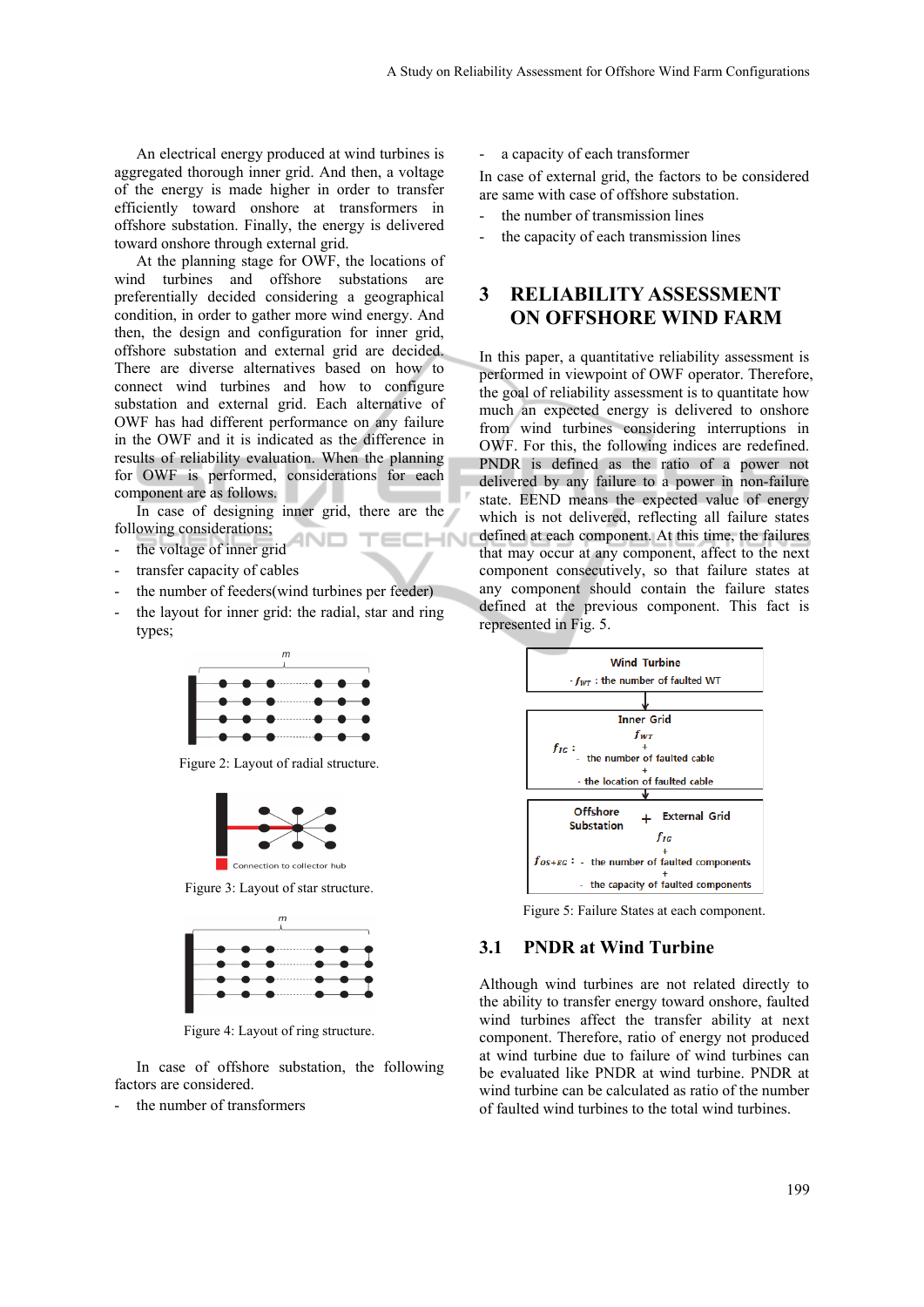An electrical energy produced at wind turbines is aggregated thorough inner grid. And then, a voltage of the energy is made higher in order to transfer efficiently toward onshore at transformers in offshore substation. Finally, the energy is delivered toward onshore through external grid.

At the planning stage for OWF, the locations of wind turbines and offshore substations are preferentially decided considering a geographical condition, in order to gather more wind energy. And then, the design and configuration for inner grid, offshore substation and external grid are decided. There are diverse alternatives based on how to connect wind turbines and how to configure substation and external grid. Each alternative of OWF has had different performance on any failure in the OWF and it is indicated as the difference in results of reliability evaluation. When the planning for OWF is performed, considerations for each component are as follows.

In case of designing inner grid, there are the following considerations;

- the voltage of inner grid
- transfer capacity of cables
- the number of feeders(wind turbines per feeder)
- the layout for inner grid: the radial, star and ring types;

Figure 2: Layout of radial structure.

Figure 3: Layout of star structure.

Figure 4: Layout of ring structure.

In case of offshore substation, the following factors are considered.

- the number of transformers
- a capacity of each transformer

In case of external grid, the factors to be considered are same with case of offshore substation.

- the number of transmission lines
- the capacity of each transmission lines

# 3 RELIABILITY ASSESSMENT ON OFFSHORE WIND FARM

In this paper, a quantitative reliability assessment is performed in viewpoint of OWF operator. Therefore, the goal of reliability assessment is to quantitate how much an expected energy is delivered to onshore from wind turbines considering interruptions in OWF. For this, the following indices are redefined. PNDR is defined as the ratio of a power not delivered by any failure to a power in non-failure state. EEND means the expected value of energy which is not delivered, reflecting all failure states defined at each component. At this time, the failures that may occur at any component, affect to the next component consecutively, so that failure states at any component should contain the failure states defined at the previous component. This fact is represented in Fig. 5.

Figure 5: Failure States at each component.

## 3.1 PNDR at Wind Turbine

Although wind turbines are not related directly to the ability to transfer energy toward onshore, faulted wind turbines affect the transfer ability at next component. Therefore, ratio of energy not produced at wind turbine due to failure of wind turbines can be evaluated like PNDR at wind turbine. PNDR at wind turbine can be calculated as ratio of the number of faulted wind turbines to the total wind turbines.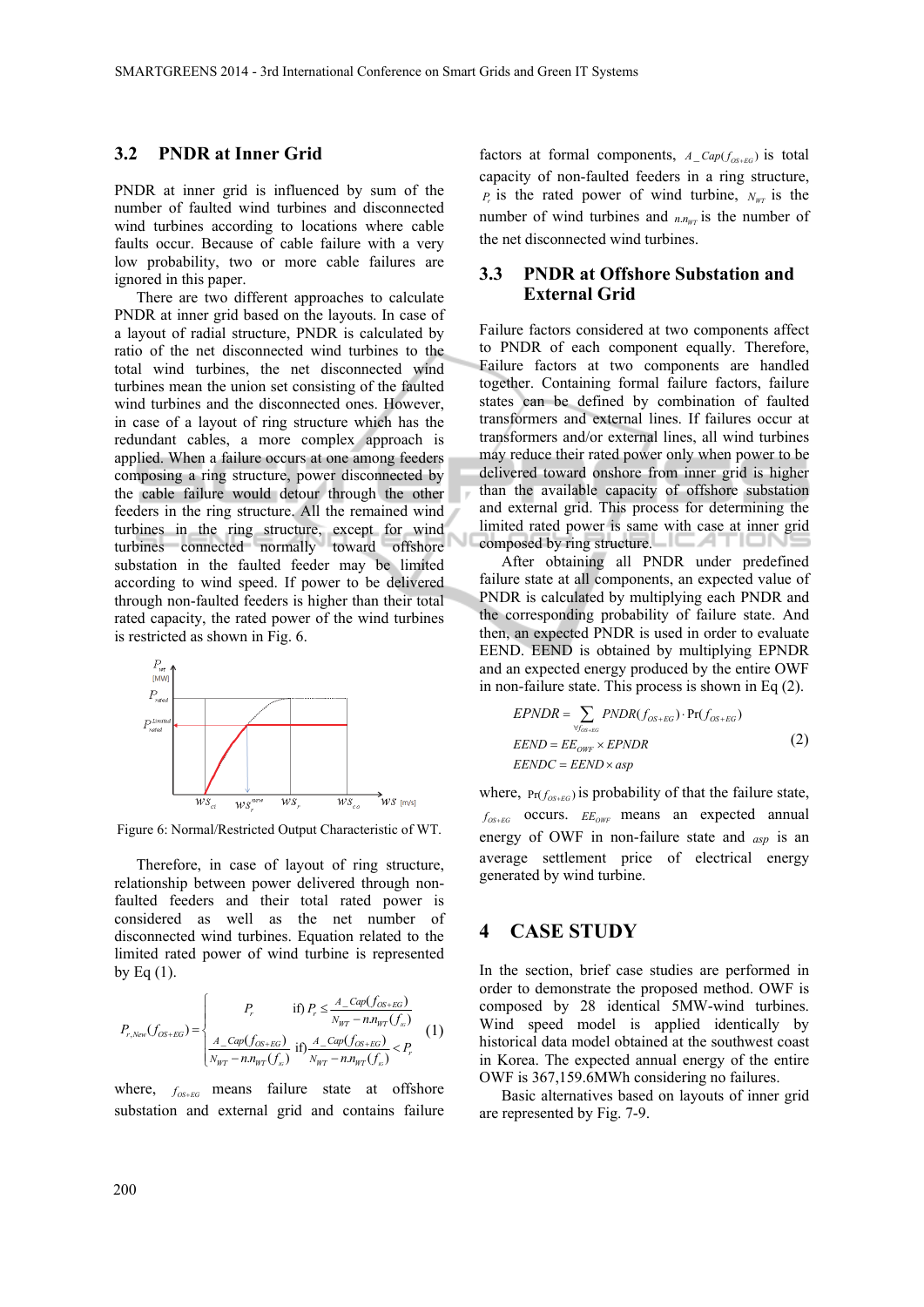### 3.2 PNDR at Inner Grid

PNDR at inner grid is influenced by sum of the number of faulted wind turbines and disconnected wind turbines according to locations where cable faults occur. Because of cable failure with a very low probability, two or more cable failures are ignored in this paper.

There are two different approaches to calculate PNDR at inner grid based on the layouts. In case of a layout of radial structure, PNDR is calculated by ratio of the net disconnected wind turbines to the total wind turbines, the net disconnected wind turbines mean the union set consisting of the faulted wind turbines and the disconnected ones. However, in case of a layout of ring structure which has the redundant cables, a more complex approach is applied. When a failure occurs at one among feeders composing a ring structure, power disconnected by the cable failure would detour through the other feeders in the ring structure. All the remained wind turbines in the ring structure, except for wind turbines connected normally toward offshore substation in the faulted feeder may be limited according to wind speed. If power to be delivered through non-faulted feeders is higher than their total rated capacity, the rated power of the wind turbines is restricted as shown in Fig. 6.

Figure 6: Normal/Restricted Output Characteristic of WT.

Therefore, in case of layout of ring structure, relationship between power delivered through non-faulted feeders and their total rated power is considered as well as the net number of disconnected wind turbines. Equation related to the limited rated power of wind turbine is represented by Eq (1).

$$P_{r,New}(f_{OS+EG}) = \begin{cases} P_r & \text{if) } P_r \le \dfrac{A\_Cap(f_{OS+EG})}{N_{WT} - n.n_{WT}(f_{ic})} \\ \dfrac{A\_Cap(f_{OS+EG})}{N_{WT} - n.n_{WT}(f_{ic})} & \text{if) } \dfrac{A\_Cap(f_{OS+EG})}{N_{WT} - n.n_{WT}(f_{ic})} < P_r \end{cases} \quad (1)$$

where, $f_{OS+EG}$ means failure state at offshore substation and external grid and contains failure factors at formal components, $A\_Cap(f_{OS+EG})$ is total capacity of non-faulted feeders in a ring structure, $P_r$ is the rated power of wind turbine, $N_{WT}$ is the number of wind turbines and $n.n_{WT}$ is the number of the net disconnected wind turbines.

### 3.3 PNDR at Offshore Substation and External Grid

Failure factors considered at two components affect to PNDR of each component equally. Therefore, Failure factors at two components are handled together. Containing formal failure factors, failure states can be defined by combination of faulted transformers and external lines. If failures occur at transformers and/or external lines, all wind turbines may reduce their rated power only when power to be delivered toward onshore from inner grid is higher than the available capacity of offshore substation and external grid. This process for determining the limited rated power is same with case at inner grid composed by ring structure.

After obtaining all PNDR under predefined failure state at all components, an expected value of PNDR is calculated by multiplying each PNDR and the corresponding probability of failure state. And then, an expected PNDR is used in order to evaluate EEND. EEND is obtained by multiplying EPNDR and an expected energy produced by the entire OWF in non-failure state. This process is shown in Eq (2).

$$\begin{aligned} EPNDR &= \sum_{\forall f_{OS+EG}} PNDR(f_{OS+EG}) \cdot \Pr(f_{OS+EG}) \\ EEND &= EE_{OWF} \times EPNDR \\ EENDC &= EEND \times asp \end{aligned} \quad (2)$$

where, $\Pr(f_{OS+EG})$ is probability of that the failure state, $f_{OS+EG}$ occurs. $EE_{OWF}$ means an expected annual energy of OWF in non-failure state and $asp$ is an average settlement price of electrical energy generated by wind turbine.

## 4 CASE STUDY

In the section, brief case studies are performed in order to demonstrate the proposed method. OWF is composed by 28 identical 5MW-wind turbines. Wind speed model is applied identically by historical data model obtained at the southwest coast in Korea. The expected annual energy of the entire OWF is 367,159.6MWh considering no failures.

Basic alternatives based on layouts of inner grid are represented by Fig. 7-9.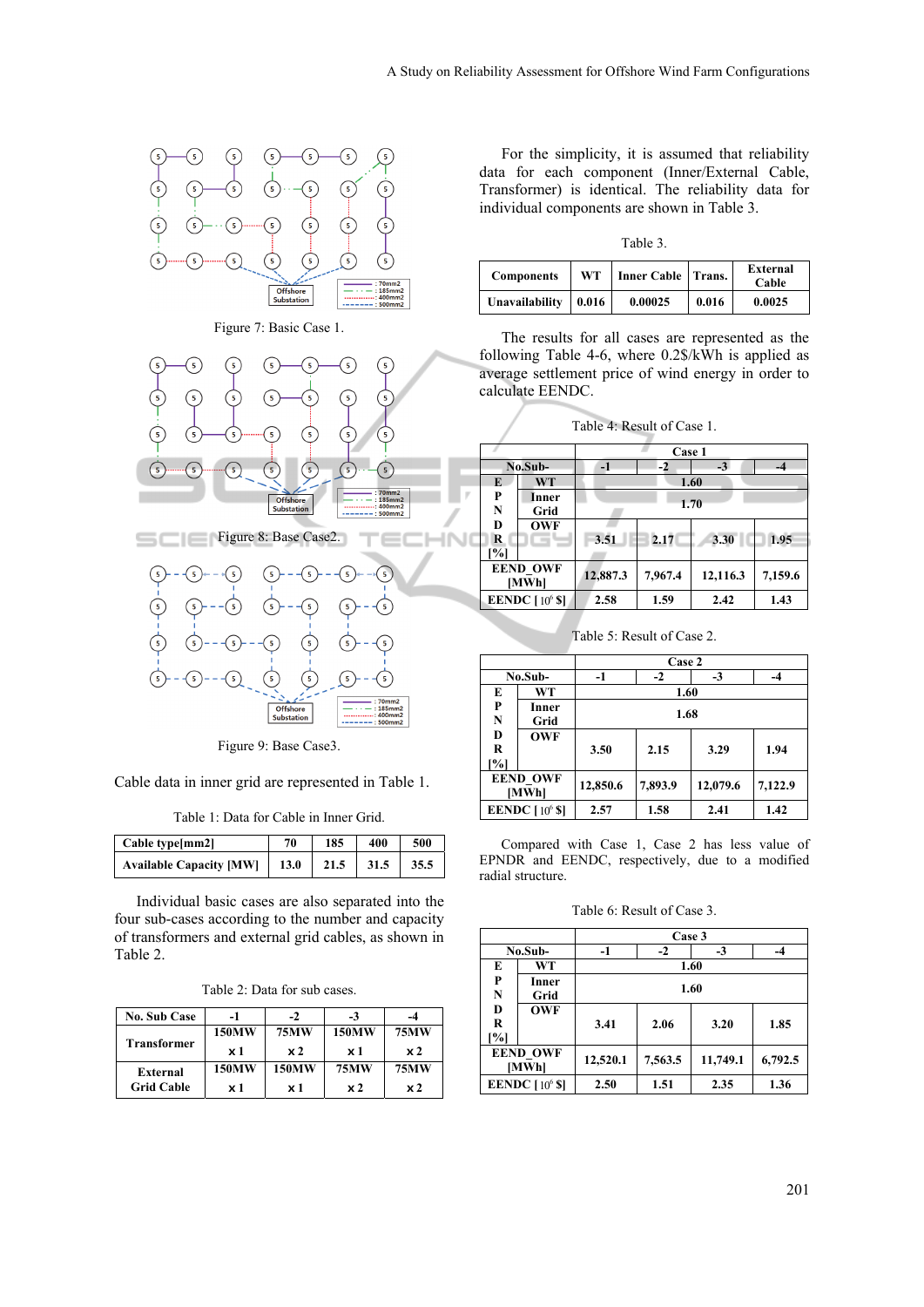Figure 7: Basic Case 1.

Figure 8: Base Case2.

Figure 9: Base Case3.

Cable data in inner grid are represented in Table 1.

Table 1: Data for Cable in Inner Grid.

| Cable type[mm2] | 70 | 185 | 400 | 500 |
|---|---|---|---|---|
| Available Capacity [MW] | 13.0 | 21.5 | 31.5 | 35.5 |

Individual basic cases are also separated into the four sub-cases according to the number and capacity of transformers and external grid cables, as shown in Table 2.

Table 2: Data for sub cases.

| No. Sub Case | -1 | -2 | -3 | -4 |
|---|---|---|---|---|
| Transformer | 150MW x 1 | 75MW x 2 | 150MW x 1 | 75MW x 2 |
| External Grid Cable | 150MW x 1 | 150MW x 1 | 75MW x 2 | 75MW x 2 |

For the simplicity, it is assumed that reliability data for each component (Inner/External Cable, Transformer) is identical. The reliability data for individual components are shown in Table 3.

Table 3.

| Components | WT | Inner Cable | Trans. | External Cable |
|---|---|---|---|---|
| Unavailability | 0.016 | 0.00025 | 0.016 | 0.0025 |

The results for all cases are represented as the following Table 4-6, where 0.2$/kWh is applied as average settlement price of wind energy in order to calculate EENDC.

Table 4: Result of Case 1.

| No.Sub- | | Case 1 -1 | -2 | -3 | -4 |
|---|---|---|---|---|---|
| EPNDR [%] | WT | 1.60 | | | |
| | Inner Grid | 1.70 | | | |
| | OWF | 3.51 | 2.17 | 3.30 | 1.95 |
| EEND_OWF [MWh] | | 12,887.3 | 7,967.4 | 12,116.3 | 7,159.6 |
| EENDC [$10^6$ $] | | 2.58 | 1.59 | 2.42 | 1.43 |

Table 5: Result of Case 2.

| No.Sub- | | Case 2 -1 | -2 | -3 | -4 |
|---|---|---|---|---|---|
| EPNDR [%] | WT | 1.60 | | | |
| | Inner Grid | 1.68 | | | |
| | OWF | 3.50 | 2.15 | 3.29 | 1.94 |
| EEND_OWF [MWh] | | 12,850.6 | 7,893.9 | 12,079.6 | 7,122.9 |
| EENDC [$10^6$ $] | | 2.57 | 1.58 | 2.41 | 1.42 |

Compared with Case 1, Case 2 has less value of EPNDR and EENDC, respectively, due to a modified radial structure.

Table 6: Result of Case 3.

| No.Sub- | | Case 3 -1 | -2 | -3 | -4 |
|---|---|---|---|---|---|
| EPNDR [%] | WT | 1.60 | | | |
| | Inner Grid | 1.60 | | | |
| | OWF | 3.41 | 2.06 | 3.20 | 1.85 |
| EEND_OWF [MWh] | | 12,520.1 | 7,563.5 | 11,749.1 | 6,792.5 |
| EENDC [$10^6$ $] | | 2.50 | 1.51 | 2.35 | 1.36 |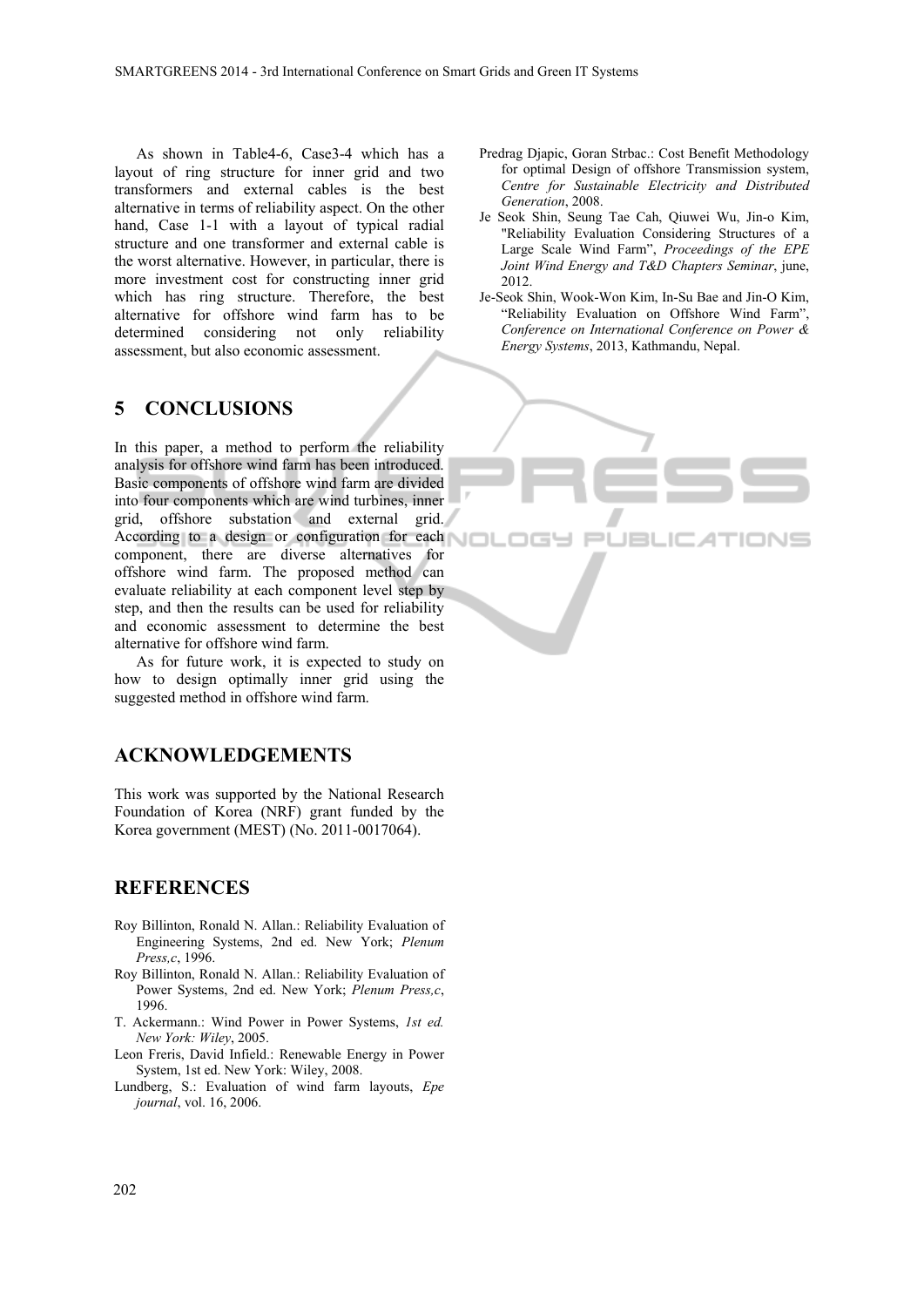As shown in Table4-6, Case3-4 which has a layout of ring structure for inner grid and two transformers and external cables is the best alternative in terms of reliability aspect. On the other hand, Case 1-1 with a layout of typical radial structure and one transformer and external cable is the worst alternative. However, in particular, there is more investment cost for constructing inner grid which has ring structure. Therefore, the best alternative for offshore wind farm has to be determined considering not only reliability assessment, but also economic assessment.

## 5 CONCLUSIONS

In this paper, a method to perform the reliability analysis for offshore wind farm has been introduced. Basic components of offshore wind farm are divided into four components which are wind turbines, inner grid, offshore substation and external grid. According to a design or configuration for each component, there are diverse alternatives for offshore wind farm. The proposed method can evaluate reliability at each component level step by step, and then the results can be used for reliability and economic assessment to determine the best alternative for offshore wind farm.

As for future work, it is expected to study on how to design optimally inner grid using the suggested method in offshore wind farm.

## ACKNOWLEDGEMENTS

This work was supported by the National Research Foundation of Korea (NRF) grant funded by the Korea government (MEST) (No. 2011-0017064).

## REFERENCES

Roy Billinton, Ronald N. Allan.: Reliability Evaluation of Engineering Systems, 2nd ed. New York; *Plenum Press,c*, 1996.

Roy Billinton, Ronald N. Allan.: Reliability Evaluation of Power Systems, 2nd ed. New York; *Plenum Press,c*, 1996.

T. Ackermann.: Wind Power in Power Systems, *1st ed. New York: Wiley*, 2005.

Leon Freris, David Infield.: Renewable Energy in Power System, 1st ed. New York: Wiley, 2008.

Lundberg, S.: Evaluation of wind farm layouts, *Epe journal*, vol. 16, 2006.

Predrag Djapic, Goran Strbac.: Cost Benefit Methodology for optimal Design of offshore Transmission system, *Centre for Sustainable Electricity and Distributed Generation*, 2008.

Je Seok Shin, Seung Tae Cah, Qiuwei Wu, Jin-o Kim, "Reliability Evaluation Considering Structures of a Large Scale Wind Farm", *Proceedings of the EPE Joint Wind Energy and T&D Chapters Seminar*, june, 2012.

Je-Seok Shin, Wook-Won Kim, In-Su Bae and Jin-O Kim, "Reliability Evaluation on Offshore Wind Farm", *Conference on International Conference on Power & Energy Systems*, 2013, Kathmandu, Nepal.